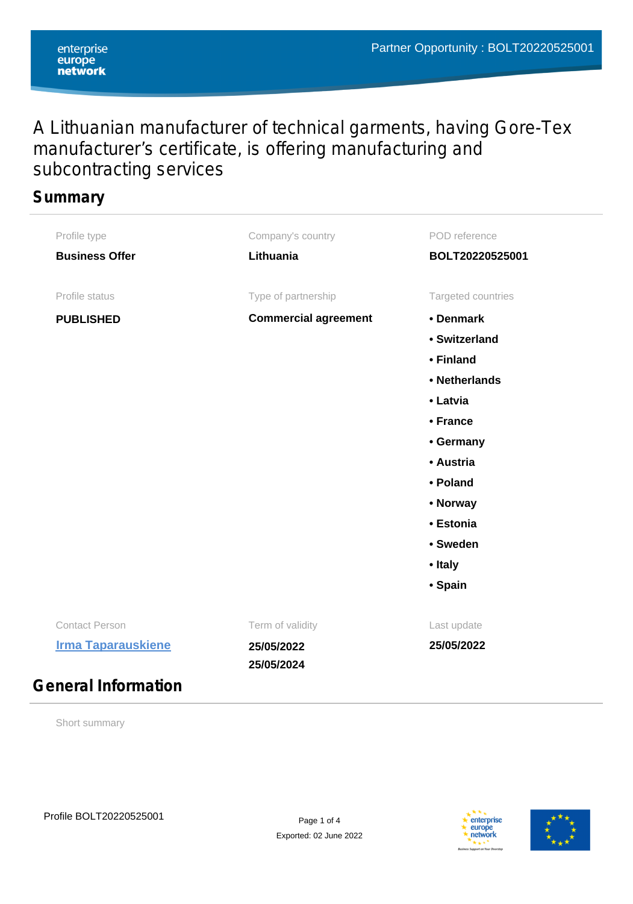Partner Opportunity : BOLT20220525001

# A Lithuanian manufacturer of technical garments, having Gore-Tex manufacturer's certificate, is offering manufacturing and subcontracting services

## Summary

**Profile type**
Business Offer

**Company's country**
Lithuania

**POD reference**
BOLT20220525001

**Profile status**
PUBLISHED

**Type of partnership**
Commercial agreement

**Targeted countries**
- Denmark
- Switzerland
- Finland
- Netherlands
- Latvia
- France
- Germany
- Austria
- Poland
- Norway
- Estonia
- Sweden
- Italy
- Spain

**Contact Person**
Irma Taparauskiene

**Term of validity**
25/05/2022
25/05/2024

**Last update**
25/05/2022

## General Information

Short summary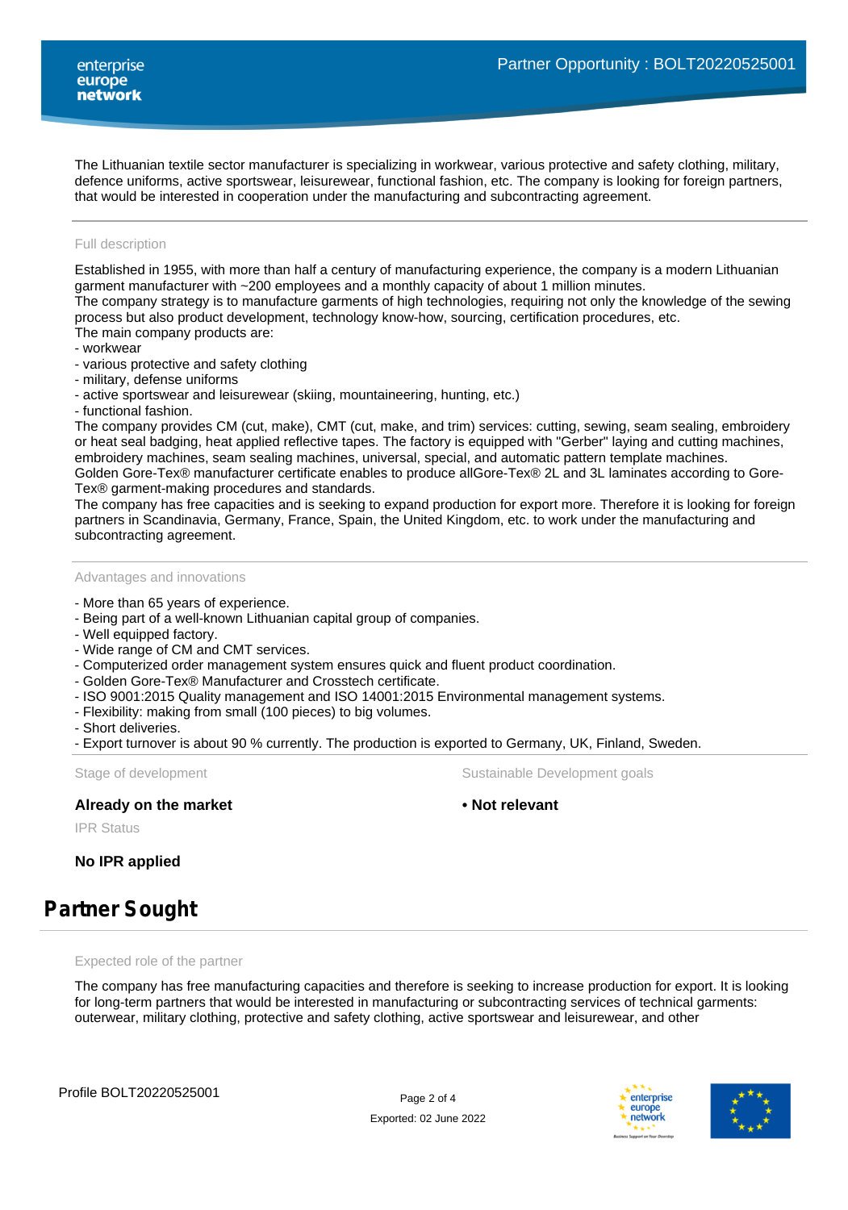The Lithuanian textile sector manufacturer is specializing in workwear, various protective and safety clothing, military, defence uniforms, active sportswear, leisurewear, functional fashion, etc. The company is looking for foreign partners, that would be interested in cooperation under the manufacturing and subcontracting agreement.

### Full description

Established in 1955, with more than half a century of manufacturing experience, the company is a modern Lithuanian garment manufacturer with ~200 employees and a monthly capacity of about 1 million minutes.
The company strategy is to manufacture garments of high technologies, requiring not only the knowledge of the sewing process but also product development, technology know-how, sourcing, certification procedures, etc.
The main company products are:
- workwear
- various protective and safety clothing
- military, defense uniforms
- active sportswear and leisurewear (skiing, mountaineering, hunting, etc.)
- functional fashion.

The company provides CM (cut, make), CMT (cut, make, and trim) services: cutting, sewing, seam sealing, embroidery or heat seal badging, heat applied reflective tapes. The factory is equipped with "Gerber" laying and cutting machines, embroidery machines, seam sealing machines, universal, special, and automatic pattern template machines.
Golden Gore-Tex® manufacturer certificate enables to produce allGore-Tex® 2L and 3L laminates according to Gore-Tex® garment-making procedures and standards.
The company has free capacities and is seeking to expand production for export more. Therefore it is looking for foreign partners in Scandinavia, Germany, France, Spain, the United Kingdom, etc. to work under the manufacturing and subcontracting agreement.

### Advantages and innovations

- More than 65 years of experience.
- Being part of a well-known Lithuanian capital group of companies.
- Well equipped factory.
- Wide range of CM and CMT services.
- Computerized order management system ensures quick and fluent product coordination.
- Golden Gore-Tex® Manufacturer and Crosstech certificate.
- ISO 9001:2015 Quality management and ISO 14001:2015 Environmental management systems.
- Flexibility: making from small (100 pieces) to big volumes.
- Short deliveries.
- Export turnover is about 90 % currently. The production is exported to Germany, UK, Finland, Sweden.

### Stage of development

**Already on the market**

### Sustainable Development goals

**• Not relevant**

### IPR Status

**No IPR applied**

## Partner Sought

### Expected role of the partner

The company has free manufacturing capacities and therefore is seeking to increase production for export. It is looking for long-term partners that would be interested in manufacturing or subcontracting services of technical garments: outerwear, military clothing, protective and safety clothing, active sportswear and leisurewear, and other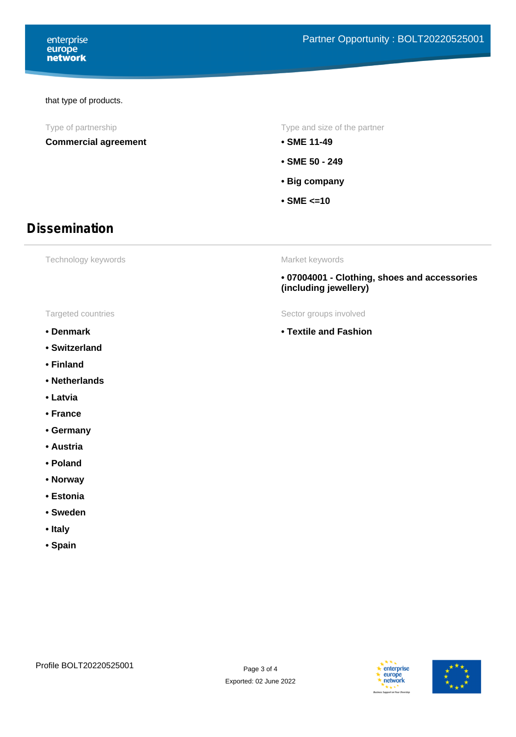that type of products.

Type of partnership

**Commercial agreement**

Type and size of the partner

- **SME 11-49**
- **SME 50 - 249**
- **Big company**
- **SME <=10**

## Dissemination

Technology keywords

Market keywords

- **07004001 - Clothing, shoes and accessories (including jewellery)**

Targeted countries

- **Denmark**
- **Switzerland**
- **Finland**
- **Netherlands**
- **Latvia**
- **France**
- **Germany**
- **Austria**
- **Poland**
- **Norway**
- **Estonia**
- **Sweden**
- **Italy**
- **Spain**

Sector groups involved

- **Textile and Fashion**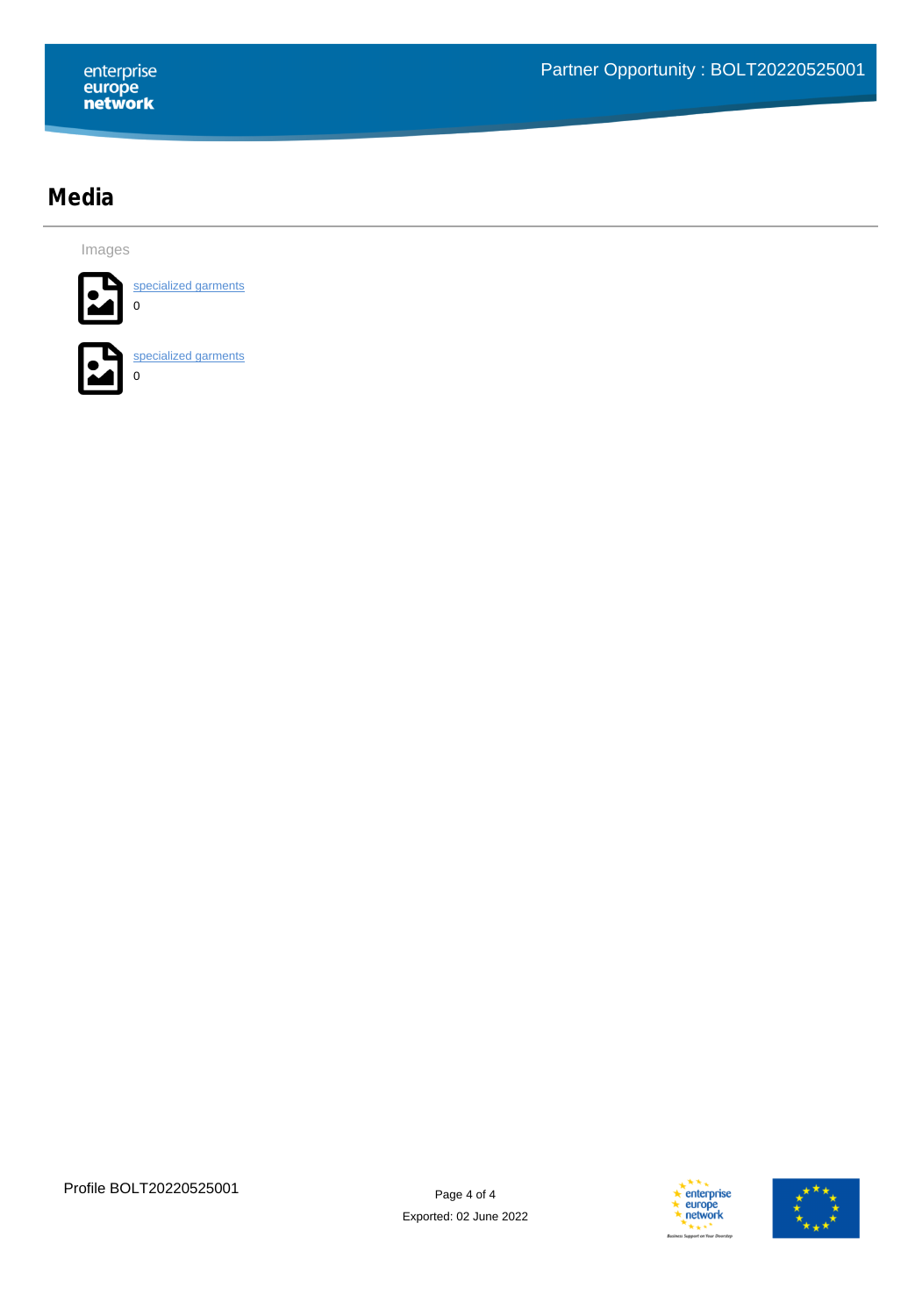## Media

Images

[specialized garments](specialized garments)
0

[specialized garments](specialized garments)
0